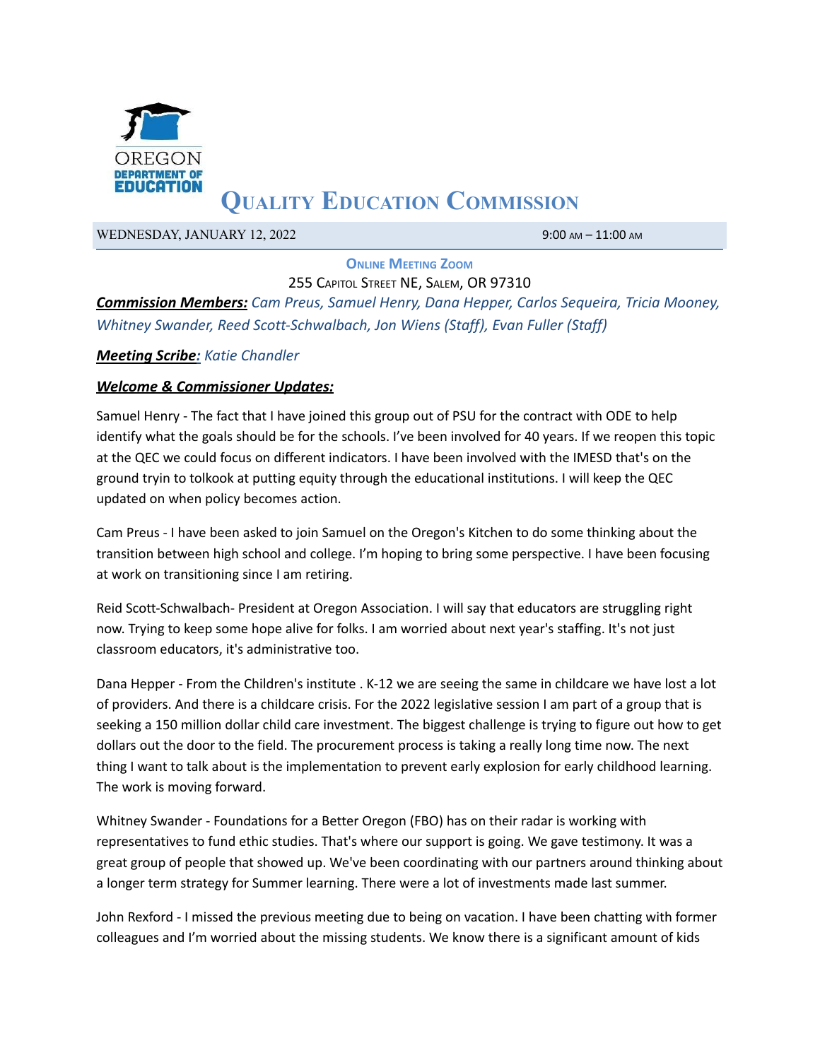# Quality Education Commission

WEDNESDAY, JANUARY 12, 2022 9:00 AM – 11:00 AM

**ONLINE MEETING ZOOM**

255 CAPITOL STREET NE, SALEM, OR 97310

***Commission Members:*** *Cam Preus, Samuel Henry, Dana Hepper, Carlos Sequeira, Tricia Mooney, Whitney Swander, Reed Scott-Schwalbach, Jon Wiens (Staff), Evan Fuller (Staff)*

***Meeting Scribe:*** *Katie Chandler*

## ***Welcome & Commissioner Updates:***

Samuel Henry - The fact that I have joined this group out of PSU for the contract with ODE to help identify what the goals should be for the schools. I've been involved for 40 years. If we reopen this topic at the QEC we could focus on different indicators. I have been involved with the IMESD that's on the ground tryin to tolkook at putting equity through the educational institutions. I will keep the QEC updated on when policy becomes action.

Cam Preus - I have been asked to join Samuel on the Oregon's Kitchen to do some thinking about the transition between high school and college. I'm hoping to bring some perspective. I have been focusing at work on transitioning since I am retiring.

Reid Scott-Schwalbach- President at Oregon Association. I will say that educators are struggling right now. Trying to keep some hope alive for folks. I am worried about next year's staffing. It's not just classroom educators, it's administrative too.

Dana Hepper - From the Children's institute . K-12 we are seeing the same in childcare we have lost a lot of providers. And there is a childcare crisis. For the 2022 legislative session I am part of a group that is seeking a 150 million dollar child care investment. The biggest challenge is trying to figure out how to get dollars out the door to the field. The procurement process is taking a really long time now. The next thing I want to talk about is the implementation to prevent early explosion for early childhood learning. The work is moving forward.

Whitney Swander - Foundations for a Better Oregon (FBO) has on their radar is working with representatives to fund ethic studies. That's where our support is going. We gave testimony. It was a great group of people that showed up. We've been coordinating with our partners around thinking about a longer term strategy for Summer learning. There were a lot of investments made last summer.

John Rexford - I missed the previous meeting due to being on vacation. I have been chatting with former colleagues and I'm worried about the missing students. We know there is a significant amount of kids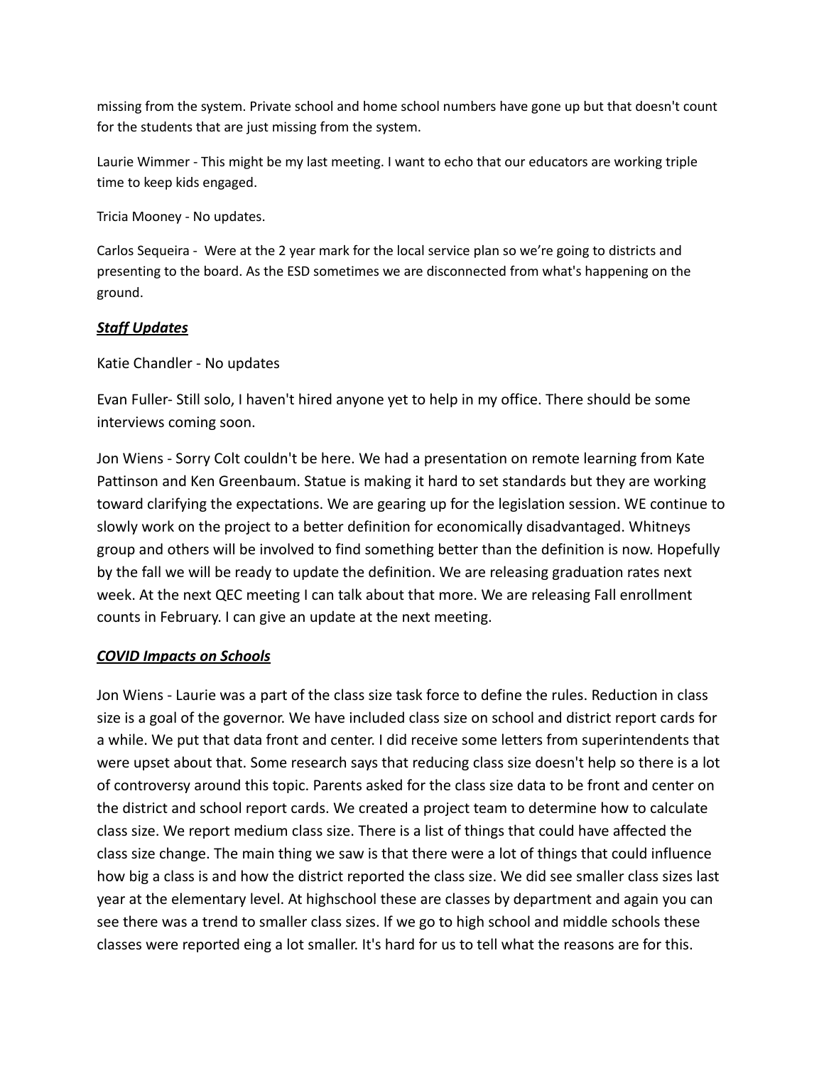missing from the system. Private school and home school numbers have gone up but that doesn't count for the students that are just missing from the system.

Laurie Wimmer - This might be my last meeting. I want to echo that our educators are working triple time to keep kids engaged.

Tricia Mooney - No updates.

Carlos Sequeira - Were at the 2 year mark for the local service plan so we're going to districts and presenting to the board. As the ESD sometimes we are disconnected from what's happening on the ground.

## ***Staff Updates***

Katie Chandler - No updates

Evan Fuller- Still solo, I haven't hired anyone yet to help in my office. There should be some interviews coming soon.

Jon Wiens - Sorry Colt couldn't be here. We had a presentation on remote learning from Kate Pattinson and Ken Greenbaum. Statue is making it hard to set standards but they are working toward clarifying the expectations. We are gearing up for the legislation session. WE continue to slowly work on the project to a better definition for economically disadvantaged. Whitneys group and others will be involved to find something better than the definition is now. Hopefully by the fall we will be ready to update the definition. We are releasing graduation rates next week. At the next QEC meeting I can talk about that more. We are releasing Fall enrollment counts in February. I can give an update at the next meeting.

## ***COVID Impacts on Schools***

Jon Wiens - Laurie was a part of the class size task force to define the rules. Reduction in class size is a goal of the governor. We have included class size on school and district report cards for a while. We put that data front and center. I did receive some letters from superintendents that were upset about that. Some research says that reducing class size doesn't help so there is a lot of controversy around this topic. Parents asked for the class size data to be front and center on the district and school report cards. We created a project team to determine how to calculate class size. We report medium class size. There is a list of things that could have affected the class size change. The main thing we saw is that there were a lot of things that could influence how big a class is and how the district reported the class size. We did see smaller class sizes last year at the elementary level. At highschool these are classes by department and again you can see there was a trend to smaller class sizes. If we go to high school and middle schools these classes were reported eing a lot smaller. It's hard for us to tell what the reasons are for this.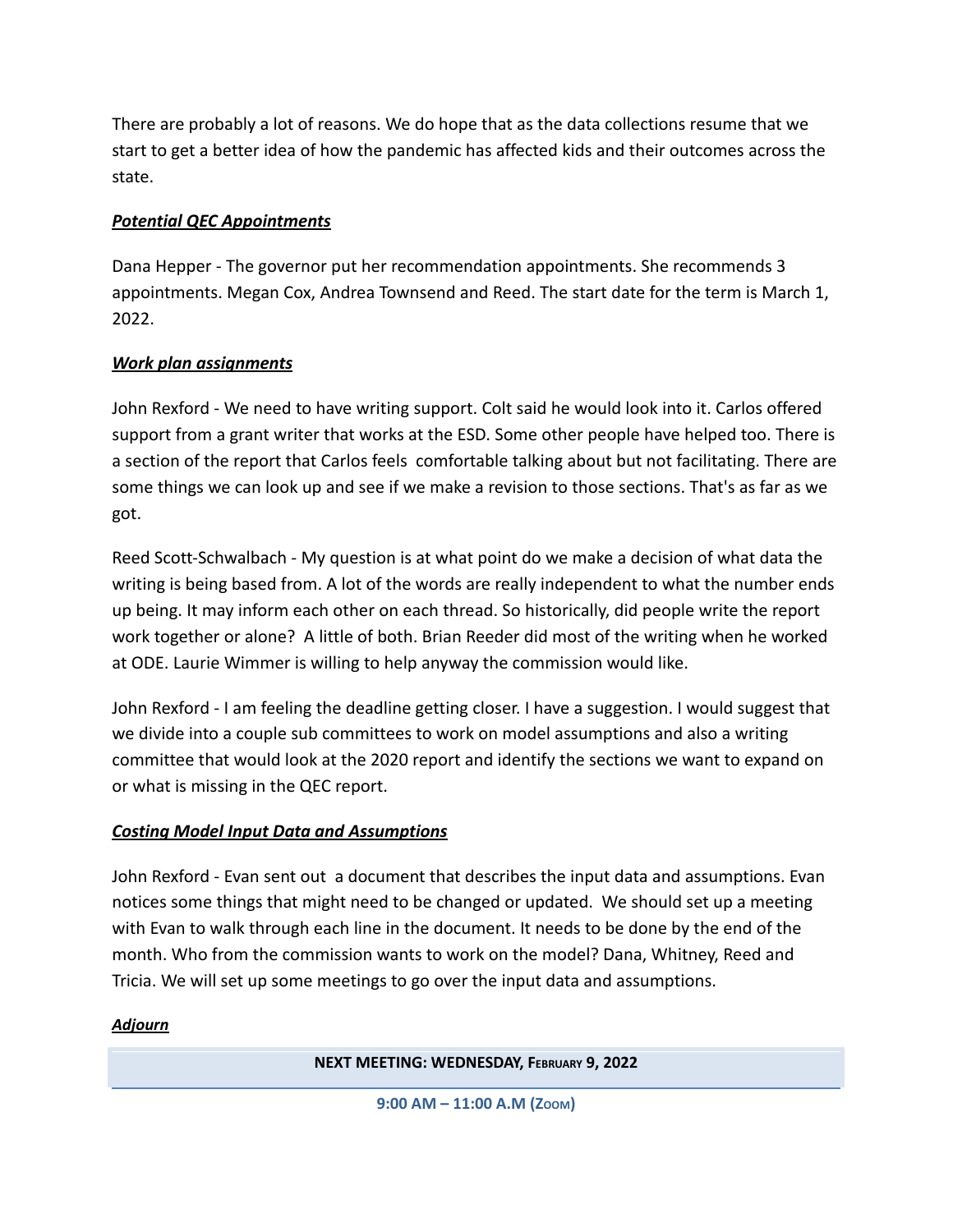There are probably a lot of reasons. We do hope that as the data collections resume that we start to get a better idea of how the pandemic has affected kids and their outcomes across the state.

***Potential QEC Appointments***

Dana Hepper - The governor put her recommendation appointments. She recommends 3 appointments. Megan Cox, Andrea Townsend and Reed. The start date for the term is March 1, 2022.

***Work plan assignments***

John Rexford - We need to have writing support. Colt said he would look into it. Carlos offered support from a grant writer that works at the ESD. Some other people have helped too. There is a section of the report that Carlos feels comfortable talking about but not facilitating. There are some things we can look up and see if we make a revision to those sections. That's as far as we got.

Reed Scott-Schwalbach - My question is at what point do we make a decision of what data the writing is being based from. A lot of the words are really independent to what the number ends up being. It may inform each other on each thread. So historically, did people write the report work together or alone? A little of both. Brian Reeder did most of the writing when he worked at ODE. Laurie Wimmer is willing to help anyway the commission would like.

John Rexford - I am feeling the deadline getting closer. I have a suggestion. I would suggest that we divide into a couple sub committees to work on model assumptions and also a writing committee that would look at the 2020 report and identify the sections we want to expand on or what is missing in the QEC report.

***Costing Model Input Data and Assumptions***

John Rexford - Evan sent out a document that describes the input data and assumptions. Evan notices some things that might need to be changed or updated. We should set up a meeting with Evan to walk through each line in the document. It needs to be done by the end of the month. Who from the commission wants to work on the model? Dana, Whitney, Reed and Tricia. We will set up some meetings to go over the input data and assumptions.

***Adjourn***

**NEXT MEETING: WEDNESDAY, FEBRUARY 9, 2022**

**9:00 AM – 11:00 A.M (ZOOM)**